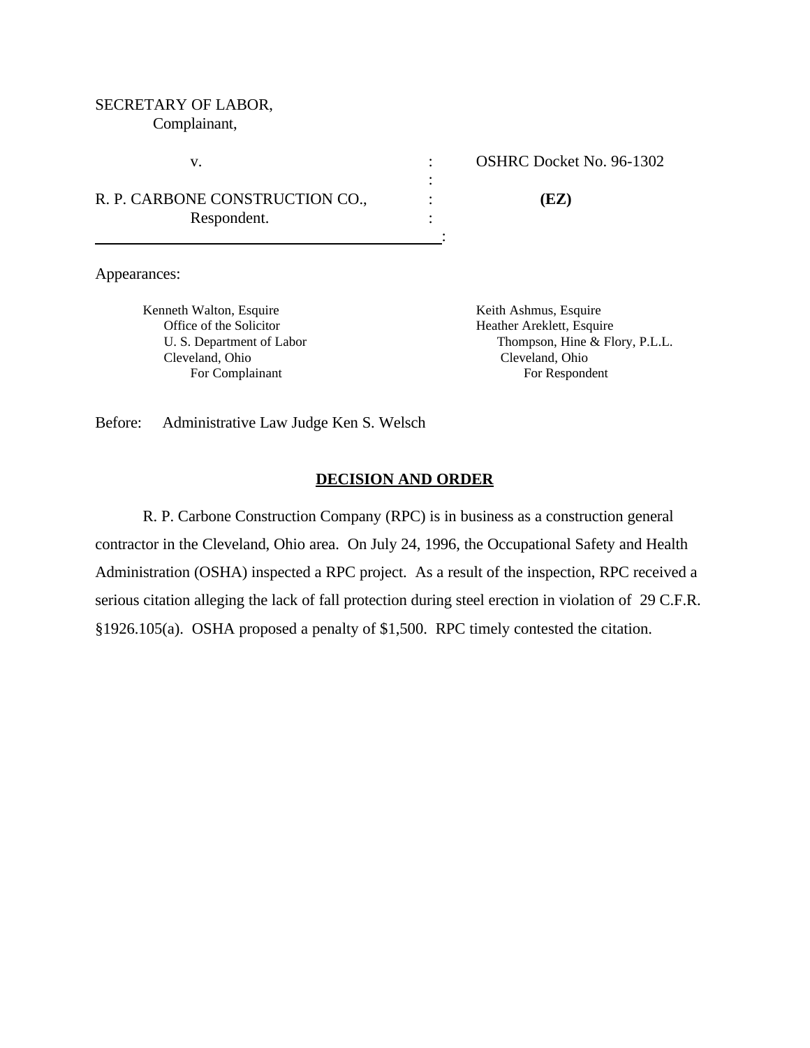SECRETARY OF LABOR,
Complainant,

v. : OSHRC Docket No. 96-1302

R. P. CARBONE CONSTRUCTION CO., : **(EZ)**
Respondent. :

Appearances:

Kenneth Walton, Esquire
Office of the Solicitor
U. S. Department of Labor
Cleveland, Ohio
For Complainant

Keith Ashmus, Esquire
Heather Areklett, Esquire
Thompson, Hine & Flory, P.L.L.
Cleveland, Ohio
For Respondent

Before: Administrative Law Judge Ken S. Welsch

## **DECISION AND ORDER**

R. P. Carbone Construction Company (RPC) is in business as a construction general contractor in the Cleveland, Ohio area. On July 24, 1996, the Occupational Safety and Health Administration (OSHA) inspected a RPC project. As a result of the inspection, RPC received a serious citation alleging the lack of fall protection during steel erection in violation of 29 C.F.R. §1926.105(a). OSHA proposed a penalty of $1,500. RPC timely contested the citation.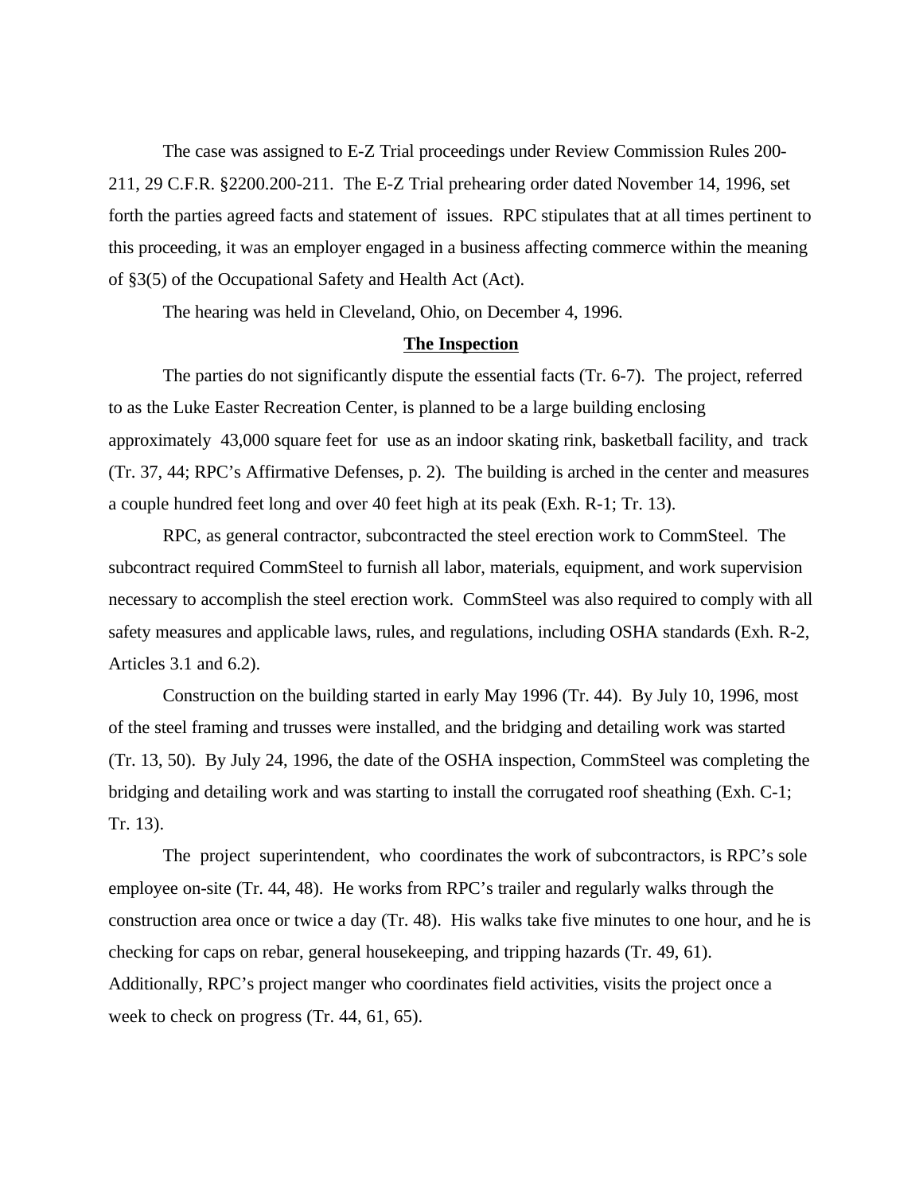The case was assigned to E-Z Trial proceedings under Review Commission Rules 200-211, 29 C.F.R. §2200.200-211. The E-Z Trial prehearing order dated November 14, 1996, set forth the parties agreed facts and statement of issues. RPC stipulates that at all times pertinent to this proceeding, it was an employer engaged in a business affecting commerce within the meaning of §3(5) of the Occupational Safety and Health Act (Act).

The hearing was held in Cleveland, Ohio, on December 4, 1996.

## The Inspection

The parties do not significantly dispute the essential facts (Tr. 6-7). The project, referred to as the Luke Easter Recreation Center, is planned to be a large building enclosing approximately 43,000 square feet for use as an indoor skating rink, basketball facility, and track (Tr. 37, 44; RPC's Affirmative Defenses, p. 2). The building is arched in the center and measures a couple hundred feet long and over 40 feet high at its peak (Exh. R-1; Tr. 13).

RPC, as general contractor, subcontracted the steel erection work to CommSteel. The subcontract required CommSteel to furnish all labor, materials, equipment, and work supervision necessary to accomplish the steel erection work. CommSteel was also required to comply with all safety measures and applicable laws, rules, and regulations, including OSHA standards (Exh. R-2, Articles 3.1 and 6.2).

Construction on the building started in early May 1996 (Tr. 44). By July 10, 1996, most of the steel framing and trusses were installed, and the bridging and detailing work was started (Tr. 13, 50). By July 24, 1996, the date of the OSHA inspection, CommSteel was completing the bridging and detailing work and was starting to install the corrugated roof sheathing (Exh. C-1; Tr. 13).

The project superintendent, who coordinates the work of subcontractors, is RPC's sole employee on-site (Tr. 44, 48). He works from RPC's trailer and regularly walks through the construction area once or twice a day (Tr. 48). His walks take five minutes to one hour, and he is checking for caps on rebar, general housekeeping, and tripping hazards (Tr. 49, 61). Additionally, RPC's project manger who coordinates field activities, visits the project once a week to check on progress (Tr. 44, 61, 65).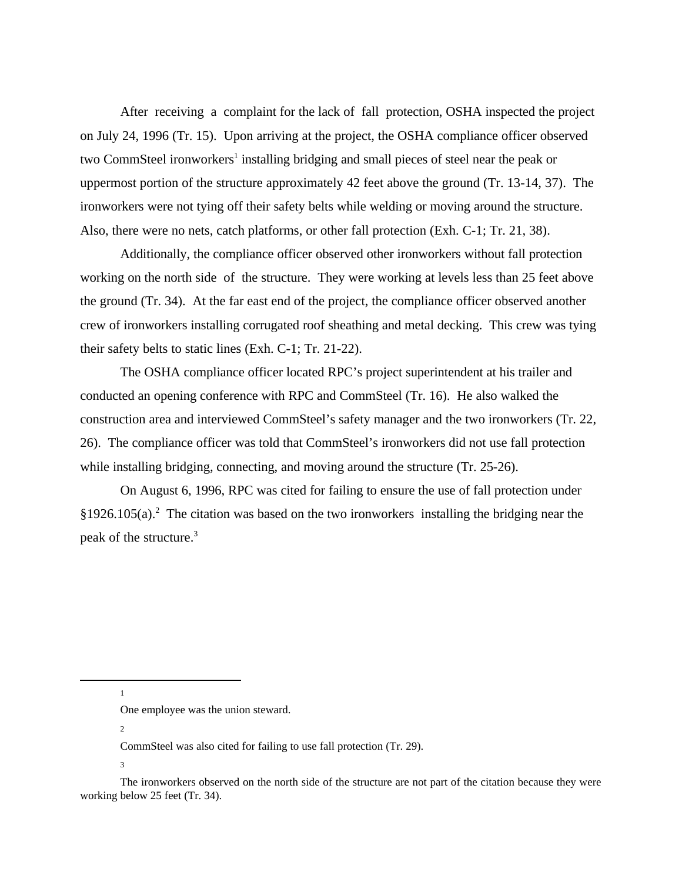After receiving a complaint for the lack of fall protection, OSHA inspected the project on July 24, 1996 (Tr. 15). Upon arriving at the project, the OSHA compliance officer observed two CommSteel ironworkers[1] installing bridging and small pieces of steel near the peak or uppermost portion of the structure approximately 42 feet above the ground (Tr. 13-14, 37). The ironworkers were not tying off their safety belts while welding or moving around the structure. Also, there were no nets, catch platforms, or other fall protection (Exh. C-1; Tr. 21, 38).

Additionally, the compliance officer observed other ironworkers without fall protection working on the north side of the structure. They were working at levels less than 25 feet above the ground (Tr. 34). At the far east end of the project, the compliance officer observed another crew of ironworkers installing corrugated roof sheathing and metal decking. This crew was tying their safety belts to static lines (Exh. C-1; Tr. 21-22).

The OSHA compliance officer located RPC's project superintendent at his trailer and conducted an opening conference with RPC and CommSteel (Tr. 16). He also walked the construction area and interviewed CommSteel's safety manager and the two ironworkers (Tr. 22, 26). The compliance officer was told that CommSteel's ironworkers did not use fall protection while installing bridging, connecting, and moving around the structure (Tr. 25-26).

On August 6, 1996, RPC was cited for failing to ensure the use of fall protection under §1926.105(a).[2] The citation was based on the two ironworkers installing the bridging near the peak of the structure.[3]

---

[1] One employee was the union steward.

[2] CommSteel was also cited for failing to use fall protection (Tr. 29).

[3] The ironworkers observed on the north side of the structure are not part of the citation because they were working below 25 feet (Tr. 34).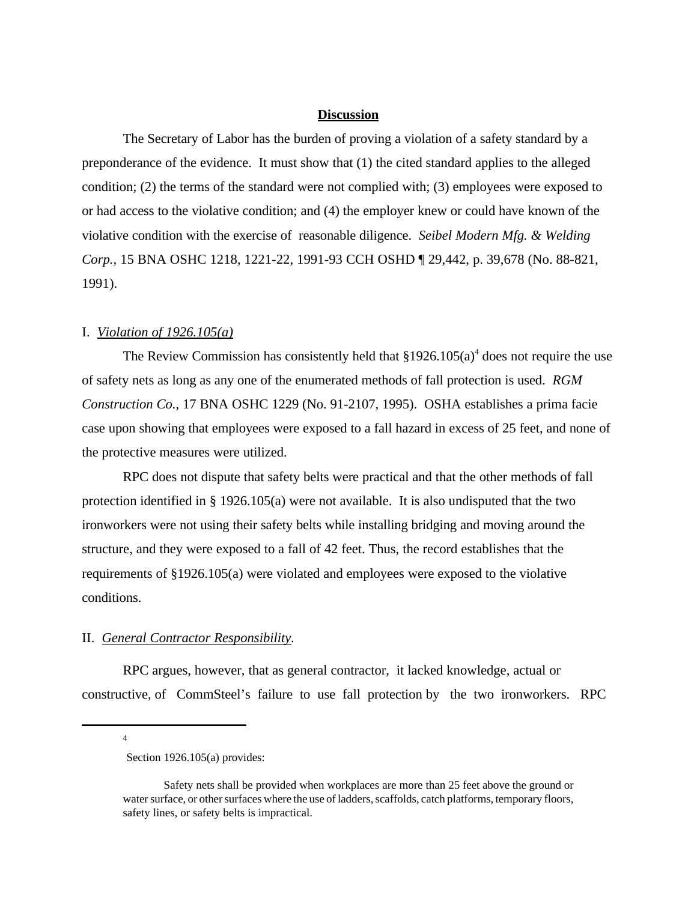## Discussion

The Secretary of Labor has the burden of proving a violation of a safety standard by a preponderance of the evidence. It must show that (1) the cited standard applies to the alleged condition; (2) the terms of the standard were not complied with; (3) employees were exposed to or had access to the violative condition; and (4) the employer knew or could have known of the violative condition with the exercise of reasonable diligence. *Seibel Modern Mfg. & Welding Corp.*, 15 BNA OSHC 1218, 1221-22, 1991-93 CCH OSHD ¶ 29,442, p. 39,678 (No. 88-821, 1991).

### I. *Violation of 1926.105(a)*

The Review Commission has consistently held that §1926.105(a)[4] does not require the use of safety nets as long as any one of the enumerated methods of fall protection is used. *RGM Construction Co.*, 17 BNA OSHC 1229 (No. 91-2107, 1995). OSHA establishes a prima facie case upon showing that employees were exposed to a fall hazard in excess of 25 feet, and none of the protective measures were utilized.

RPC does not dispute that safety belts were practical and that the other methods of fall protection identified in § 1926.105(a) were not available. It is also undisputed that the two ironworkers were not using their safety belts while installing bridging and moving around the structure, and they were exposed to a fall of 42 feet. Thus, the record establishes that the requirements of §1926.105(a) were violated and employees were exposed to the violative conditions.

### II. *General Contractor Responsibility*.

RPC argues, however, that as general contractor, it lacked knowledge, actual or constructive, of CommSteel's failure to use fall protection by the two ironworkers. RPC

---

[4] Section 1926.105(a) provides:

> Safety nets shall be provided when workplaces are more than 25 feet above the ground or water surface, or other surfaces where the use of ladders, scaffolds, catch platforms, temporary floors, safety lines, or safety belts is impractical.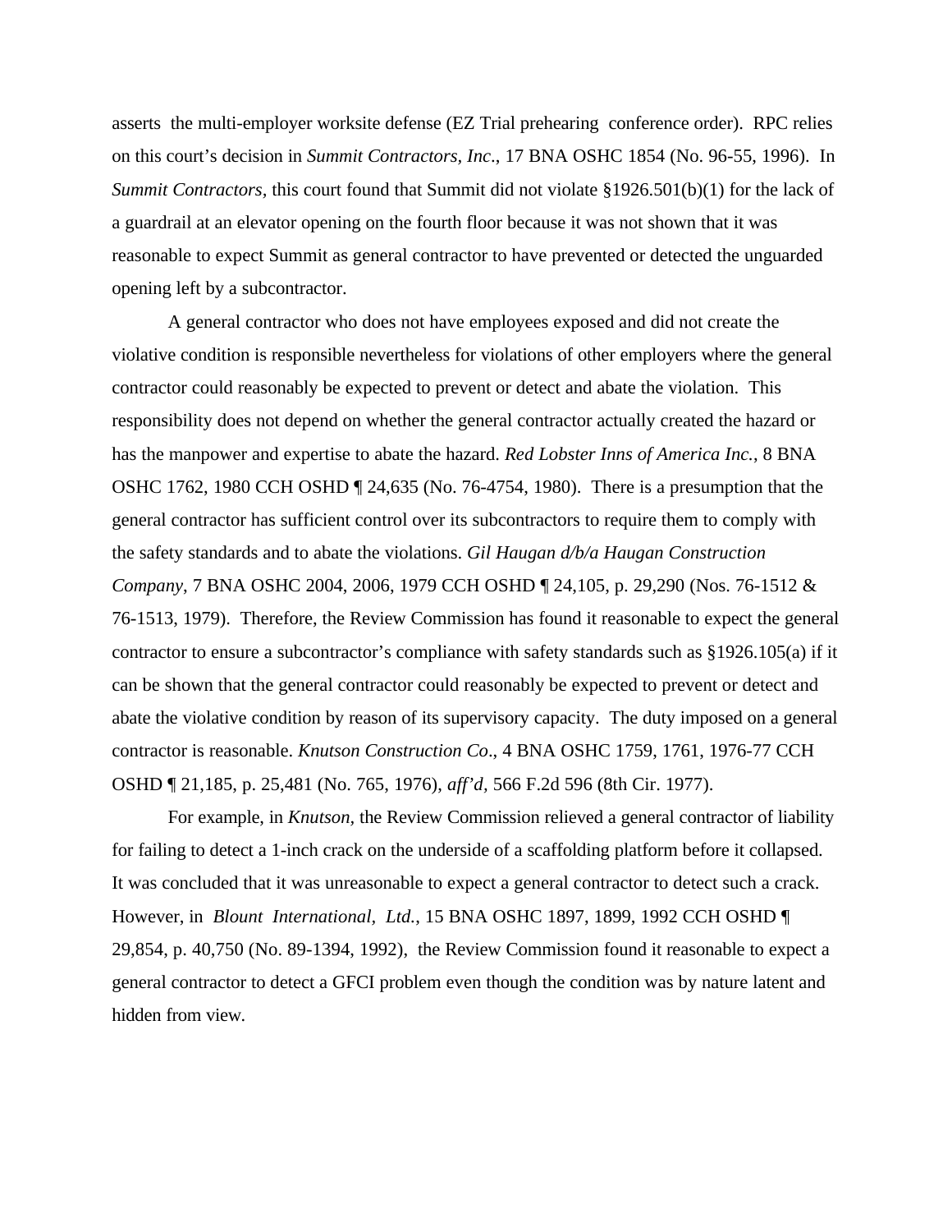asserts the multi-employer worksite defense (EZ Trial prehearing conference order). RPC relies on this court's decision in *Summit Contractors, Inc*., 17 BNA OSHC 1854 (No. 96-55, 1996). In *Summit Contractors,* this court found that Summit did not violate §1926.501(b)(1) for the lack of a guardrail at an elevator opening on the fourth floor because it was not shown that it was reasonable to expect Summit as general contractor to have prevented or detected the unguarded opening left by a subcontractor.

A general contractor who does not have employees exposed and did not create the violative condition is responsible nevertheless for violations of other employers where the general contractor could reasonably be expected to prevent or detect and abate the violation. This responsibility does not depend on whether the general contractor actually created the hazard or has the manpower and expertise to abate the hazard. *Red Lobster Inns of America Inc.*, 8 BNA OSHC 1762, 1980 CCH OSHD ¶ 24,635 (No. 76-4754, 1980). There is a presumption that the general contractor has sufficient control over its subcontractors to require them to comply with the safety standards and to abate the violations. *Gil Haugan d/b/a Haugan Construction Company,* 7 BNA OSHC 2004, 2006, 1979 CCH OSHD ¶ 24,105, p. 29,290 (Nos. 76-1512 & 76-1513, 1979). Therefore, the Review Commission has found it reasonable to expect the general contractor to ensure a subcontractor's compliance with safety standards such as §1926.105(a) if it can be shown that the general contractor could reasonably be expected to prevent or detect and abate the violative condition by reason of its supervisory capacity. The duty imposed on a general contractor is reasonable. *Knutson Construction Co*., 4 BNA OSHC 1759, 1761, 1976-77 CCH OSHD ¶ 21,185, p. 25,481 (No. 765, 1976), *aff'd,* 566 F.2d 596 (8th Cir. 1977).

For example, in *Knutson,* the Review Commission relieved a general contractor of liability for failing to detect a 1-inch crack on the underside of a scaffolding platform before it collapsed. It was concluded that it was unreasonable to expect a general contractor to detect such a crack. However, in *Blount International, Ltd.*, 15 BNA OSHC 1897, 1899, 1992 CCH OSHD ¶ 29,854, p. 40,750 (No. 89-1394, 1992), the Review Commission found it reasonable to expect a general contractor to detect a GFCI problem even though the condition was by nature latent and hidden from view.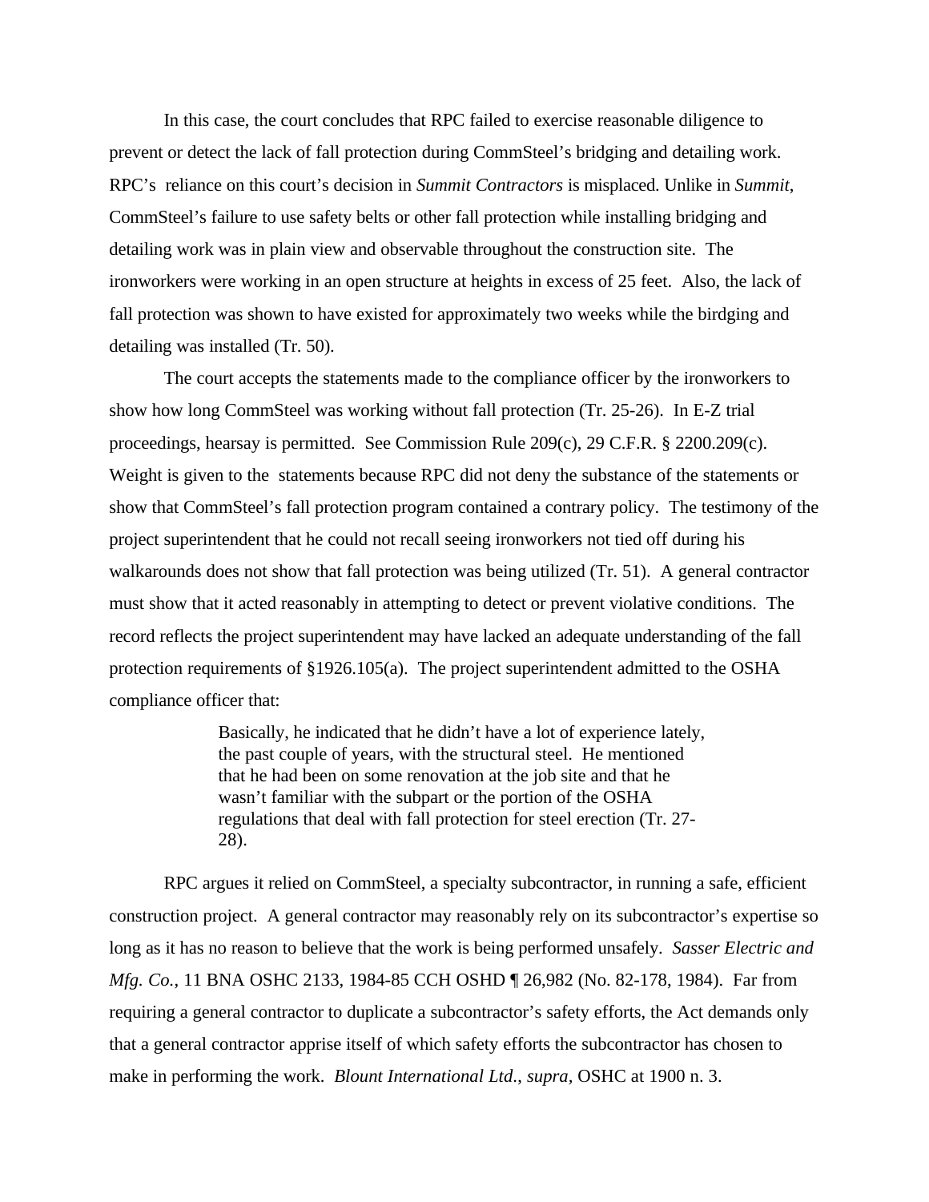In this case, the court concludes that RPC failed to exercise reasonable diligence to prevent or detect the lack of fall protection during CommSteel's bridging and detailing work. RPC's reliance on this court's decision in *Summit Contractors* is misplaced. Unlike in *Summit*, CommSteel's failure to use safety belts or other fall protection while installing bridging and detailing work was in plain view and observable throughout the construction site. The ironworkers were working in an open structure at heights in excess of 25 feet. Also, the lack of fall protection was shown to have existed for approximately two weeks while the birdging and detailing was installed (Tr. 50).

The court accepts the statements made to the compliance officer by the ironworkers to show how long CommSteel was working without fall protection (Tr. 25-26). In E-Z trial proceedings, hearsay is permitted. See Commission Rule 209(c), 29 C.F.R. § 2200.209(c). Weight is given to the statements because RPC did not deny the substance of the statements or show that CommSteel's fall protection program contained a contrary policy. The testimony of the project superintendent that he could not recall seeing ironworkers not tied off during his walkarounds does not show that fall protection was being utilized (Tr. 51). A general contractor must show that it acted reasonably in attempting to detect or prevent violative conditions. The record reflects the project superintendent may have lacked an adequate understanding of the fall protection requirements of §1926.105(a). The project superintendent admitted to the OSHA compliance officer that:

> Basically, he indicated that he didn't have a lot of experience lately, the past couple of years, with the structural steel. He mentioned that he had been on some renovation at the job site and that he wasn't familiar with the subpart or the portion of the OSHA regulations that deal with fall protection for steel erection (Tr. 27-28).

RPC argues it relied on CommSteel, a specialty subcontractor, in running a safe, efficient construction project. A general contractor may reasonably rely on its subcontractor's expertise so long as it has no reason to believe that the work is being performed unsafely. *Sasser Electric and Mfg. Co.*, 11 BNA OSHC 2133, 1984-85 CCH OSHD ¶ 26,982 (No. 82-178, 1984). Far from requiring a general contractor to duplicate a subcontractor's safety efforts, the Act demands only that a general contractor apprise itself of which safety efforts the subcontractor has chosen to make in performing the work. *Blount International Ltd.*, *supra*, OSHC at 1900 n. 3.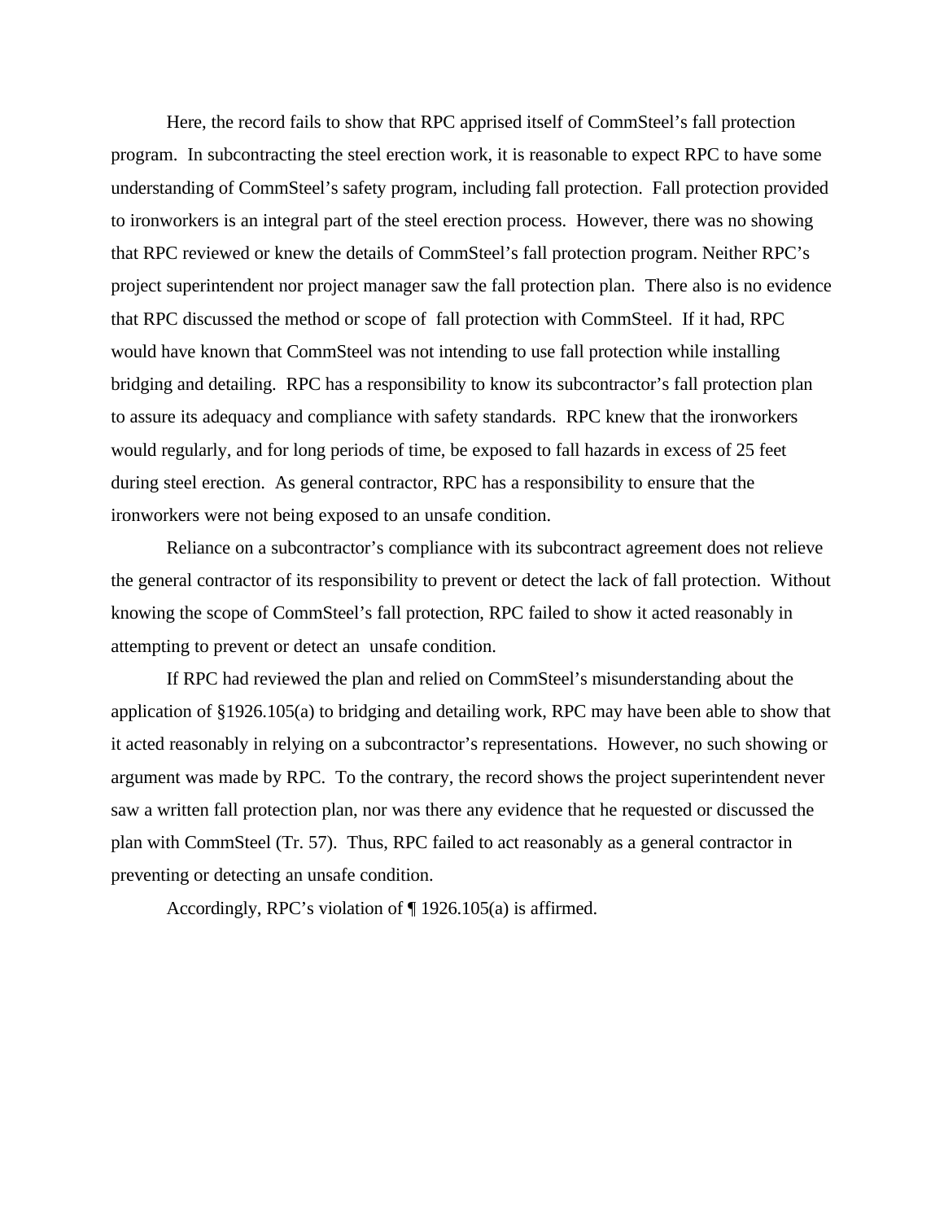Here, the record fails to show that RPC apprised itself of CommSteel's fall protection program. In subcontracting the steel erection work, it is reasonable to expect RPC to have some understanding of CommSteel's safety program, including fall protection. Fall protection provided to ironworkers is an integral part of the steel erection process. However, there was no showing that RPC reviewed or knew the details of CommSteel's fall protection program. Neither RPC's project superintendent nor project manager saw the fall protection plan. There also is no evidence that RPC discussed the method or scope of fall protection with CommSteel. If it had, RPC would have known that CommSteel was not intending to use fall protection while installing bridging and detailing. RPC has a responsibility to know its subcontractor's fall protection plan to assure its adequacy and compliance with safety standards. RPC knew that the ironworkers would regularly, and for long periods of time, be exposed to fall hazards in excess of 25 feet during steel erection. As general contractor, RPC has a responsibility to ensure that the ironworkers were not being exposed to an unsafe condition.

Reliance on a subcontractor's compliance with its subcontract agreement does not relieve the general contractor of its responsibility to prevent or detect the lack of fall protection. Without knowing the scope of CommSteel's fall protection, RPC failed to show it acted reasonably in attempting to prevent or detect an unsafe condition.

If RPC had reviewed the plan and relied on CommSteel's misunderstanding about the application of §1926.105(a) to bridging and detailing work, RPC may have been able to show that it acted reasonably in relying on a subcontractor's representations. However, no such showing or argument was made by RPC. To the contrary, the record shows the project superintendent never saw a written fall protection plan, nor was there any evidence that he requested or discussed the plan with CommSteel (Tr. 57). Thus, RPC failed to act reasonably as a general contractor in preventing or detecting an unsafe condition.

Accordingly, RPC's violation of ¶ 1926.105(a) is affirmed.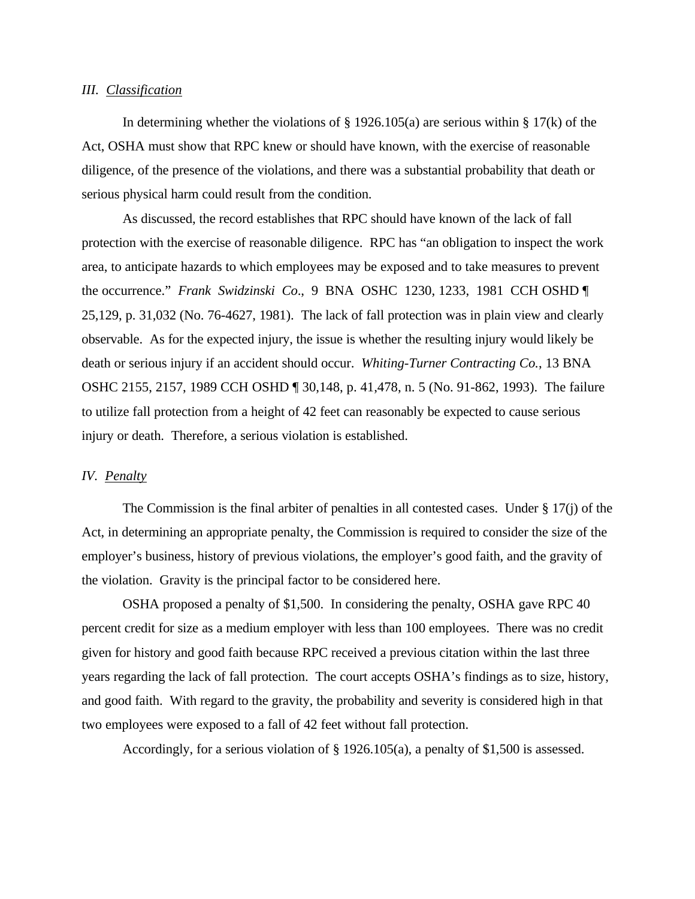### *III. Classification*

In determining whether the violations of § 1926.105(a) are serious within § 17(k) of the Act, OSHA must show that RPC knew or should have known, with the exercise of reasonable diligence, of the presence of the violations, and there was a substantial probability that death or serious physical harm could result from the condition.

As discussed, the record establishes that RPC should have known of the lack of fall protection with the exercise of reasonable diligence. RPC has "an obligation to inspect the work area, to anticipate hazards to which employees may be exposed and to take measures to prevent the occurrence." *Frank Swidzinski Co*., 9 BNA OSHC 1230, 1233, 1981 CCH OSHD ¶ 25,129, p. 31,032 (No. 76-4627, 1981). The lack of fall protection was in plain view and clearly observable. As for the expected injury, the issue is whether the resulting injury would likely be death or serious injury if an accident should occur. *Whiting-Turner Contracting Co.*, 13 BNA OSHC 2155, 2157, 1989 CCH OSHD ¶ 30,148, p. 41,478, n. 5 (No. 91-862, 1993). The failure to utilize fall protection from a height of 42 feet can reasonably be expected to cause serious injury or death. Therefore, a serious violation is established.

### *IV. Penalty*

The Commission is the final arbiter of penalties in all contested cases. Under § 17(j) of the Act, in determining an appropriate penalty, the Commission is required to consider the size of the employer's business, history of previous violations, the employer's good faith, and the gravity of the violation. Gravity is the principal factor to be considered here.

OSHA proposed a penalty of $1,500. In considering the penalty, OSHA gave RPC 40 percent credit for size as a medium employer with less than 100 employees. There was no credit given for history and good faith because RPC received a previous citation within the last three years regarding the lack of fall protection. The court accepts OSHA's findings as to size, history, and good faith. With regard to the gravity, the probability and severity is considered high in that two employees were exposed to a fall of 42 feet without fall protection.

Accordingly, for a serious violation of § 1926.105(a), a penalty of $1,500 is assessed.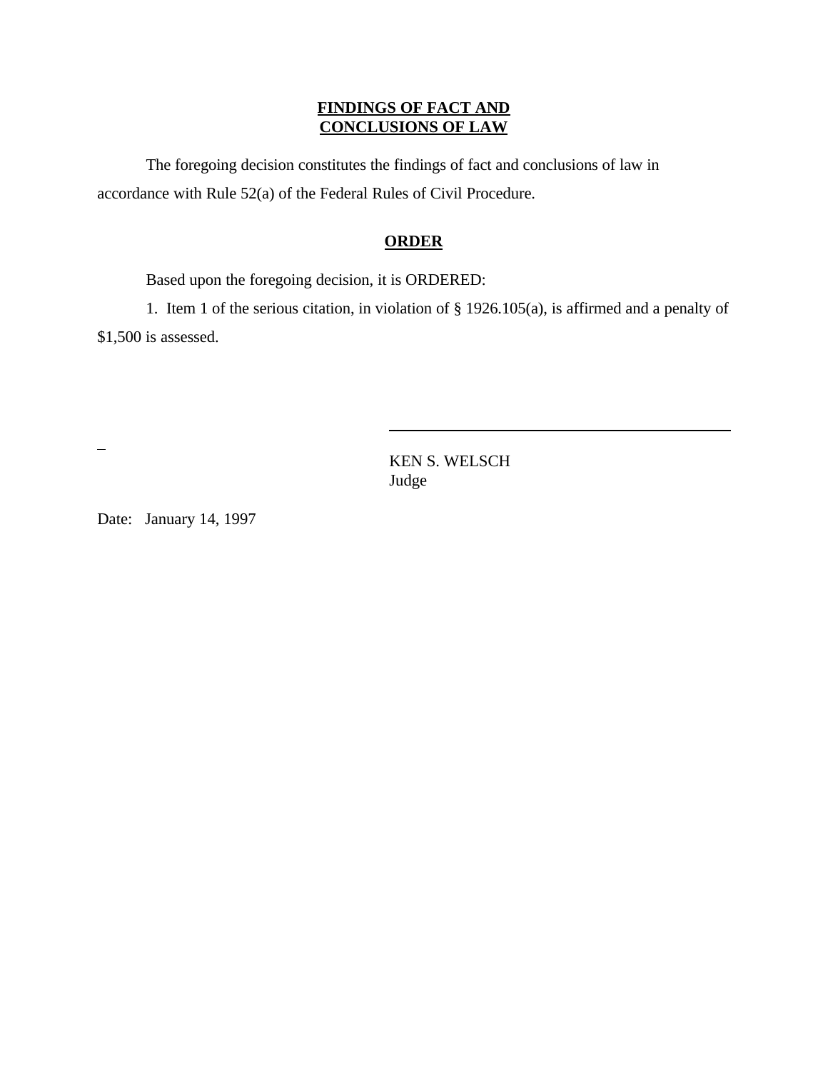## FINDINGS OF FACT AND CONCLUSIONS OF LAW

The foregoing decision constitutes the findings of fact and conclusions of law in accordance with Rule 52(a) of the Federal Rules of Civil Procedure.

## ORDER

Based upon the foregoing decision, it is ORDERED:

1. Item 1 of the serious citation, in violation of § 1926.105(a), is affirmed and a penalty of $1,500 is assessed.

KEN S. WELSCH
Judge

Date: January 14, 1997